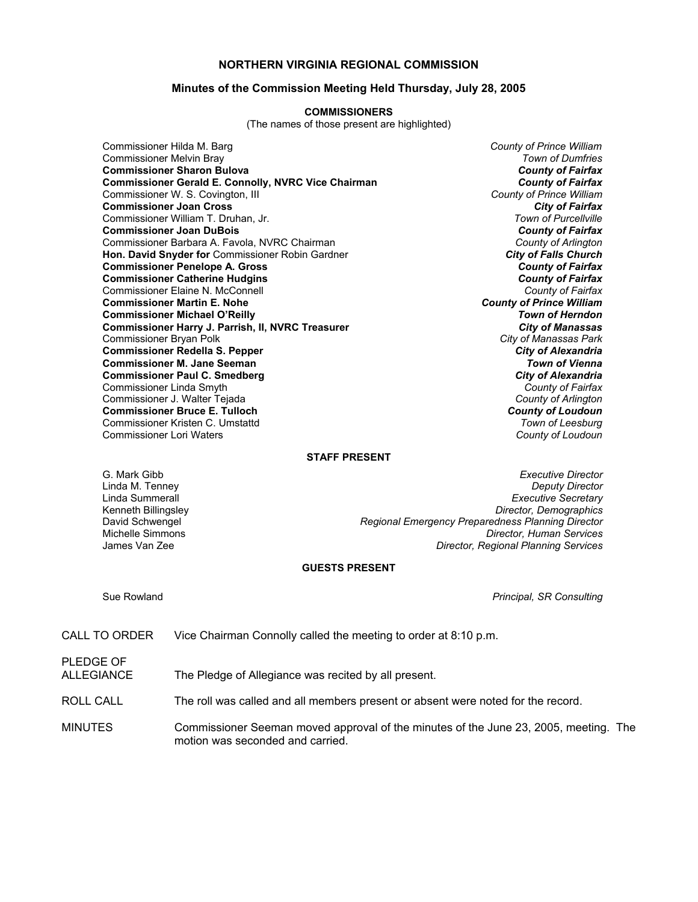# NORTHERN VIRGINIA REGIONAL COMMISSION

## Minutes of the Commission Meeting Held Thursday, July 28, 2005

### COMMISSIONERS

(The names of those present are highlighted)

| | |
|---|---|
| Commissioner Hilda M. Barg | *County of Prince William* |
| Commissioner Melvin Bray | *Town of Dumfries* |
| **Commissioner Sharon Bulova** | ***County of Fairfax*** |
| **Commissioner Gerald E. Connolly, NVRC Vice Chairman** | ***County of Fairfax*** |
| Commissioner W. S. Covington, III | *County of Prince William* |
| **Commissioner Joan Cross** | ***City of Fairfax*** |
| Commissioner William T. Druhan, Jr. | *Town of Purcellville* |
| **Commissioner Joan DuBois** | ***County of Fairfax*** |
| Commissioner Barbara A. Favola, NVRC Chairman | *County of Arlington* |
| **Hon. David Snyder for** Commissioner Robin Gardner | ***City of Falls Church*** |
| **Commissioner Penelope A. Gross** | ***County of Fairfax*** |
| **Commissioner Catherine Hudgins** | ***County of Fairfax*** |
| Commissioner Elaine N. McConnell | *County of Fairfax* |
| **Commissioner Martin E. Nohe** | ***County of Prince William*** |
| **Commissioner Michael O'Reilly** | ***Town of Herndon*** |
| **Commissioner Harry J. Parrish, II, NVRC Treasurer** | ***City of Manassas*** |
| Commissioner Bryan Polk | *City of Manassas Park* |
| **Commissioner Redella S. Pepper** | ***City of Alexandria*** |
| **Commissioner M. Jane Seeman** | ***Town of Vienna*** |
| **Commissioner Paul C. Smedberg** | ***City of Alexandria*** |
| Commissioner Linda Smyth | *County of Fairfax* |
| Commissioner J. Walter Tejada | *County of Arlington* |
| **Commissioner Bruce E. Tulloch** | ***County of Loudoun*** |
| Commissioner Kristen C. Umstattd | *Town of Leesburg* |
| Commissioner Lori Waters | *County of Loudoun* |

### STAFF PRESENT

| | |
|---|---|
| G. Mark Gibb | *Executive Director* |
| Linda M. Tenney | *Deputy Director* |
| Linda Summerall | *Executive Secretary* |
| Kenneth Billingsley | *Director, Demographics* |
| David Schwengel | *Regional Emergency Preparedness Planning Director* |
| Michelle Simmons | *Director, Human Services* |
| James Van Zee | *Director, Regional Planning Services* |

### GUESTS PRESENT

| | |
|---|---|
| Sue Rowland | *Principal, SR Consulting* |

CALL TO ORDER — Vice Chairman Connolly called the meeting to order at 8:10 p.m.

PLEDGE OF ALLEGIANCE — The Pledge of Allegiance was recited by all present.

ROLL CALL — The roll was called and all members present or absent were noted for the record.

MINUTES — Commissioner Seeman moved approval of the minutes of the June 23, 2005, meeting. The motion was seconded and carried.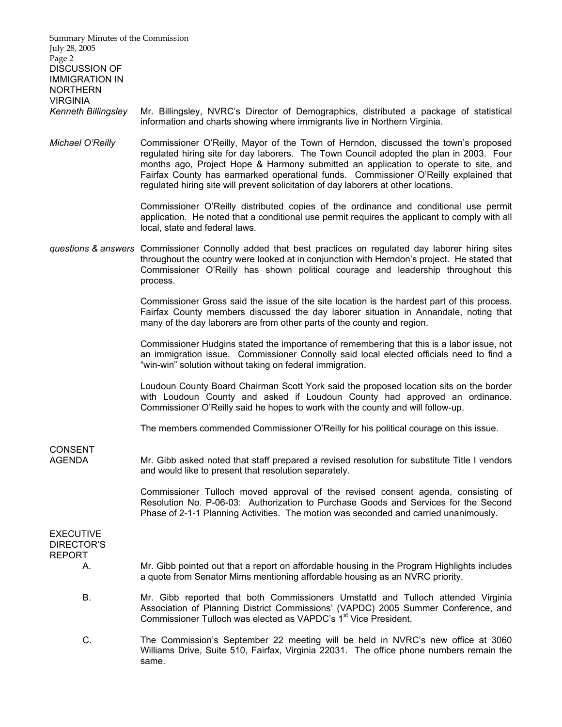## DISCUSSION OF IMMIGRATION IN NORTHERN VIRGINIA

*Kenneth Billingsley*

Mr. Billingsley, NVRC's Director of Demographics, distributed a package of statistical information and charts showing where immigrants live in Northern Virginia.

*Michael O'Reilly*

Commissioner O'Reilly, Mayor of the Town of Herndon, discussed the town's proposed regulated hiring site for day laborers. The Town Council adopted the plan in 2003. Four months ago, Project Hope & Harmony submitted an application to operate to site, and Fairfax County has earmarked operational funds. Commissioner O'Reilly explained that regulated hiring site will prevent solicitation of day laborers at other locations.

Commissioner O'Reilly distributed copies of the ordinance and conditional use permit application. He noted that a conditional use permit requires the applicant to comply with all local, state and federal laws.

*questions & answers*

Commissioner Connolly added that best practices on regulated day laborer hiring sites throughout the country were looked at in conjunction with Herndon's project. He stated that Commissioner O'Reilly has shown political courage and leadership throughout this process.

Commissioner Gross said the issue of the site location is the hardest part of this process. Fairfax County members discussed the day laborer situation in Annandale, noting that many of the day laborers are from other parts of the county and region.

Commissioner Hudgins stated the importance of remembering that this is a labor issue, not an immigration issue. Commissioner Connolly said local elected officials need to find a "win-win" solution without taking on federal immigration.

Loudoun County Board Chairman Scott York said the proposed location sits on the border with Loudoun County and asked if Loudoun County had approved an ordinance. Commissioner O'Reilly said he hopes to work with the county and will follow-up.

The members commended Commissioner O'Reilly for his political courage on this issue.

## CONSENT AGENDA

Mr. Gibb asked noted that staff prepared a revised resolution for substitute Title I vendors and would like to present that resolution separately.

Commissioner Tulloch moved approval of the revised consent agenda, consisting of Resolution No. P-06-03: Authorization to Purchase Goods and Services for the Second Phase of 2-1-1 Planning Activities. The motion was seconded and carried unanimously.

## EXECUTIVE DIRECTOR'S REPORT

A. Mr. Gibb pointed out that a report on affordable housing in the Program Highlights includes a quote from Senator Mims mentioning affordable housing as an NVRC priority.

B. Mr. Gibb reported that both Commissioners Umstattd and Tulloch attended Virginia Association of Planning District Commissions' (VAPDC) 2005 Summer Conference, and Commissioner Tulloch was elected as VAPDC's 1st Vice President.

C. The Commission's September 22 meeting will be held in NVRC's new office at 3060 Williams Drive, Suite 510, Fairfax, Virginia 22031. The office phone numbers remain the same.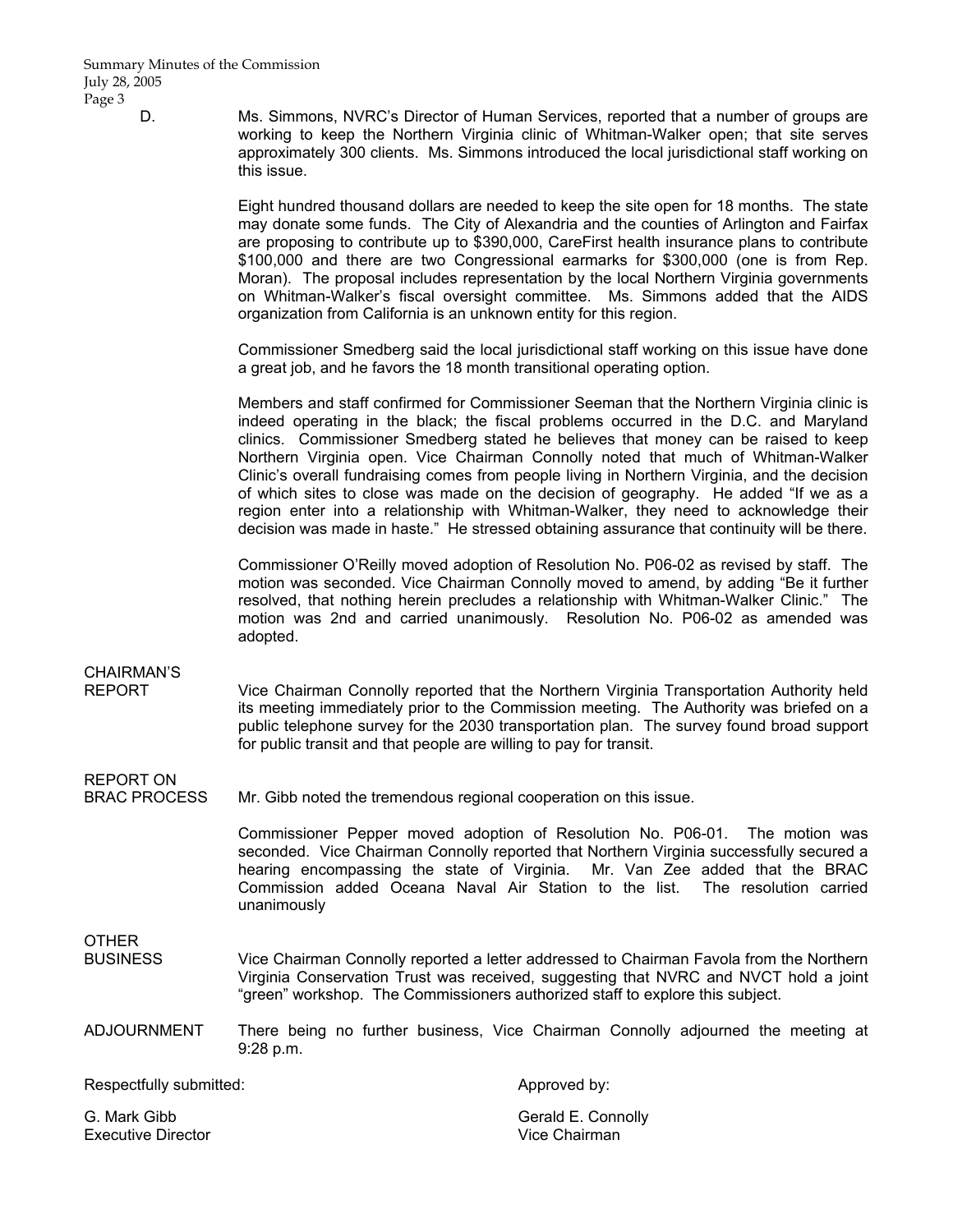D. Ms. Simmons, NVRC's Director of Human Services, reported that a number of groups are working to keep the Northern Virginia clinic of Whitman-Walker open; that site serves approximately 300 clients. Ms. Simmons introduced the local jurisdictional staff working on this issue.

Eight hundred thousand dollars are needed to keep the site open for 18 months. The state may donate some funds. The City of Alexandria and the counties of Arlington and Fairfax are proposing to contribute up to $390,000, CareFirst health insurance plans to contribute $100,000 and there are two Congressional earmarks for $300,000 (one is from Rep. Moran). The proposal includes representation by the local Northern Virginia governments on Whitman-Walker's fiscal oversight committee. Ms. Simmons added that the AIDS organization from California is an unknown entity for this region.

Commissioner Smedberg said the local jurisdictional staff working on this issue have done a great job, and he favors the 18 month transitional operating option.

Members and staff confirmed for Commissioner Seeman that the Northern Virginia clinic is indeed operating in the black; the fiscal problems occurred in the D.C. and Maryland clinics. Commissioner Smedberg stated he believes that money can be raised to keep Northern Virginia open. Vice Chairman Connolly noted that much of Whitman-Walker Clinic's overall fundraising comes from people living in Northern Virginia, and the decision of which sites to close was made on the decision of geography. He added "If we as a region enter into a relationship with Whitman-Walker, they need to acknowledge their decision was made in haste." He stressed obtaining assurance that continuity will be there.

Commissioner O'Reilly moved adoption of Resolution No. P06-02 as revised by staff. The motion was seconded. Vice Chairman Connolly moved to amend, by adding "Be it further resolved, that nothing herein precludes a relationship with Whitman-Walker Clinic." The motion was 2nd and carried unanimously. Resolution No. P06-02 as amended was adopted.

CHAIRMAN'S REPORT

Vice Chairman Connolly reported that the Northern Virginia Transportation Authority held its meeting immediately prior to the Commission meeting. The Authority was briefed on a public telephone survey for the 2030 transportation plan. The survey found broad support for public transit and that people are willing to pay for transit.

REPORT ON BRAC PROCESS

Mr. Gibb noted the tremendous regional cooperation on this issue.

Commissioner Pepper moved adoption of Resolution No. P06-01. The motion was seconded. Vice Chairman Connolly reported that Northern Virginia successfully secured a hearing encompassing the state of Virginia. Mr. Van Zee added that the BRAC Commission added Oceana Naval Air Station to the list. The resolution carried unanimously

OTHER BUSINESS

Vice Chairman Connolly reported a letter addressed to Chairman Favola from the Northern Virginia Conservation Trust was received, suggesting that NVRC and NVCT hold a joint "green" workshop. The Commissioners authorized staff to explore this subject.

ADJOURNMENT

There being no further business, Vice Chairman Connolly adjourned the meeting at 9:28 p.m.

Respectfully submitted:

G. Mark Gibb
Executive Director

Approved by:

Gerald E. Connolly
Vice Chairman